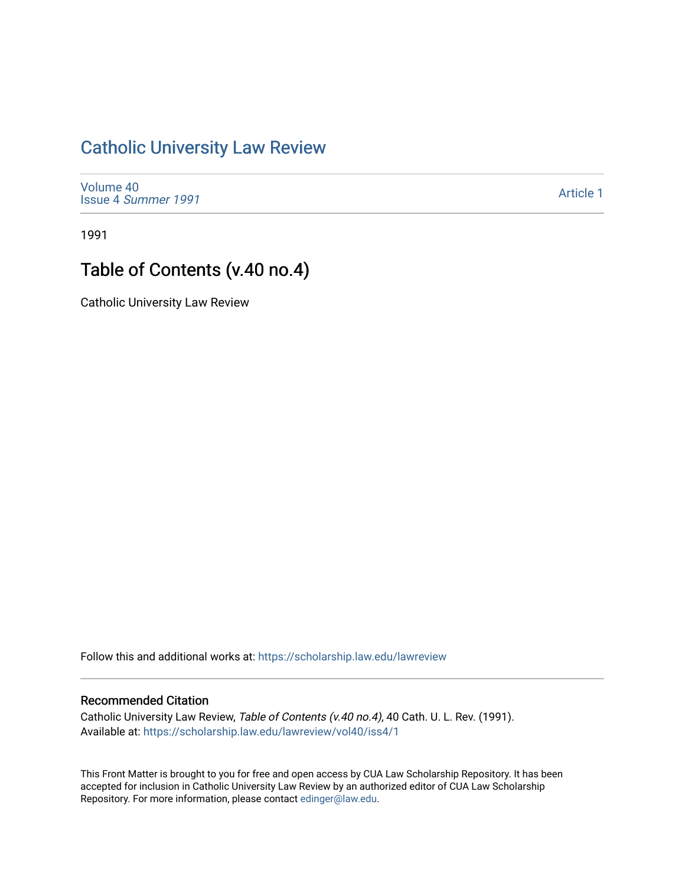# Catholic University Law Review

Volume 40
Issue 4 *Summer 1991*

Article 1

1991

## Table of Contents (v.40 no.4)

Catholic University Law Review

Follow this and additional works at: https://scholarship.law.edu/lawreview

### Recommended Citation

Catholic University Law Review, *Table of Contents (v.40 no.4)*, 40 Cath. U. L. Rev. (1991).
Available at: https://scholarship.law.edu/lawreview/vol40/iss4/1

This Front Matter is brought to you for free and open access by CUA Law Scholarship Repository. It has been accepted for inclusion in Catholic University Law Review by an authorized editor of CUA Law Scholarship Repository. For more information, please contact edinger@law.edu.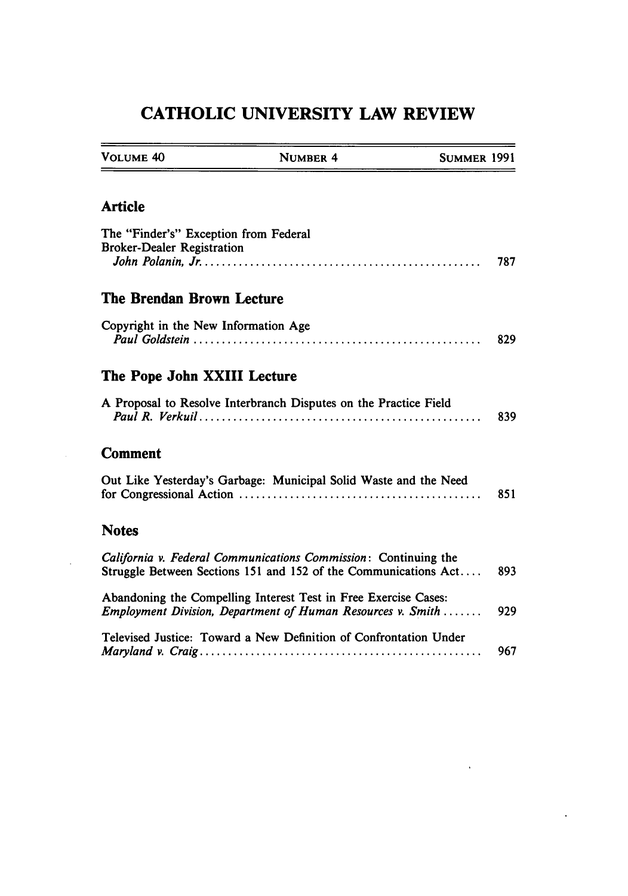# CATHOLIC UNIVERSITY LAW REVIEW

| VOLUME 40 | NUMBER 4 | SUMMER 1991 |
|---|---|---|

## Article

The "Finder's" Exception from Federal Broker-Dealer Registration
*John Polanin, Jr.* .................................................. 787

## The Brendan Brown Lecture

Copyright in the New Information Age
*Paul Goldstein* .................................................. 829

## The Pope John XXIII Lecture

A Proposal to Resolve Interbranch Disputes on the Practice Field
*Paul R. Verkuil* .................................................. 839

## Comment

Out Like Yesterday's Garbage: Municipal Solid Waste and the Need for Congressional Action .......................................... 851

## Notes

*California v. Federal Communications Commission*: Continuing the Struggle Between Sections 151 and 152 of the Communications Act.... 893

Abandoning the Compelling Interest Test in Free Exercise Cases: *Employment Division, Department of Human Resources v. Smith* ....... 929

Televised Justice: Toward a New Definition of Confrontation Under *Maryland v. Craig* .................................................. 967